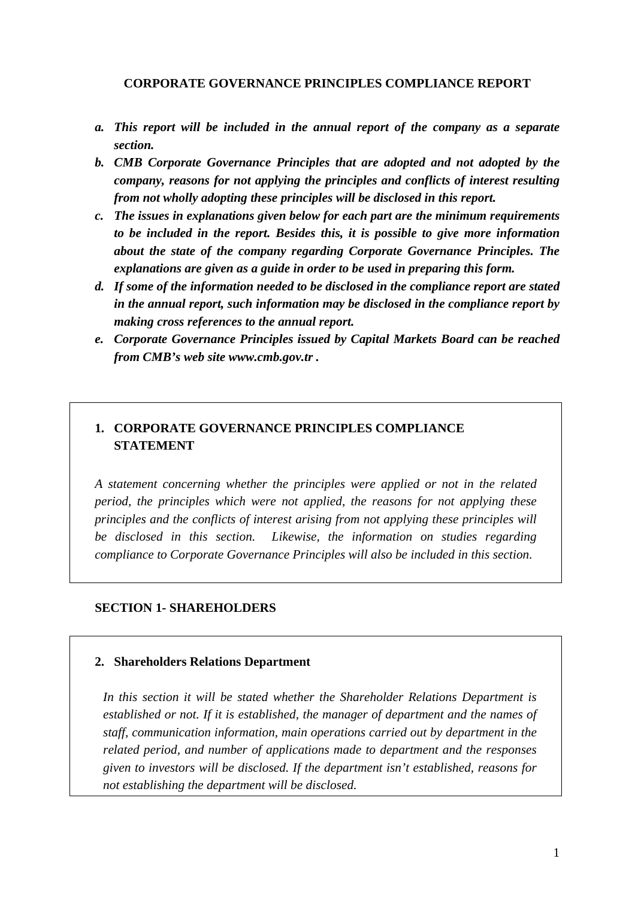**CORPORATE GOVERNANCE PRINCIPLES COMPLIANCE REPORT**

a. ***This report will be included in the annual report of the company as a separate section.***
b. ***CMB Corporate Governance Principles that are adopted and not adopted by the company, reasons for not applying the principles and conflicts of interest resulting from not wholly adopting these principles will be disclosed in this report.***
c. ***The issues in explanations given below for each part are the minimum requirements to be included in the report. Besides this, it is possible to give more information about the state of the company regarding Corporate Governance Principles. The explanations are given as a guide in order to be used in preparing this form.***
d. ***If some of the information needed to be disclosed in the compliance report are stated in the annual report, such information may be disclosed in the compliance report by making cross references to the annual report.***
e. ***Corporate Governance Principles issued by Capital Markets Board can be reached from CMB's web site www.cmb.gov.tr .***

## 1. CORPORATE GOVERNANCE PRINCIPLES COMPLIANCE STATEMENT

*A statement concerning whether the principles were applied or not in the related period, the principles which were not applied, the reasons for not applying these principles and the conflicts of interest arising from not applying these principles will be disclosed in this section. Likewise, the information on studies regarding compliance to Corporate Governance Principles will also be included in this section.*

## SECTION 1- SHAREHOLDERS

### 2. Shareholders Relations Department

*In this section it will be stated whether the Shareholder Relations Department is established or not. If it is established, the manager of department and the names of staff, communication information, main operations carried out by department in the related period, and number of applications made to department and the responses given to investors will be disclosed. If the department isn't established, reasons for not establishing the department will be disclosed.*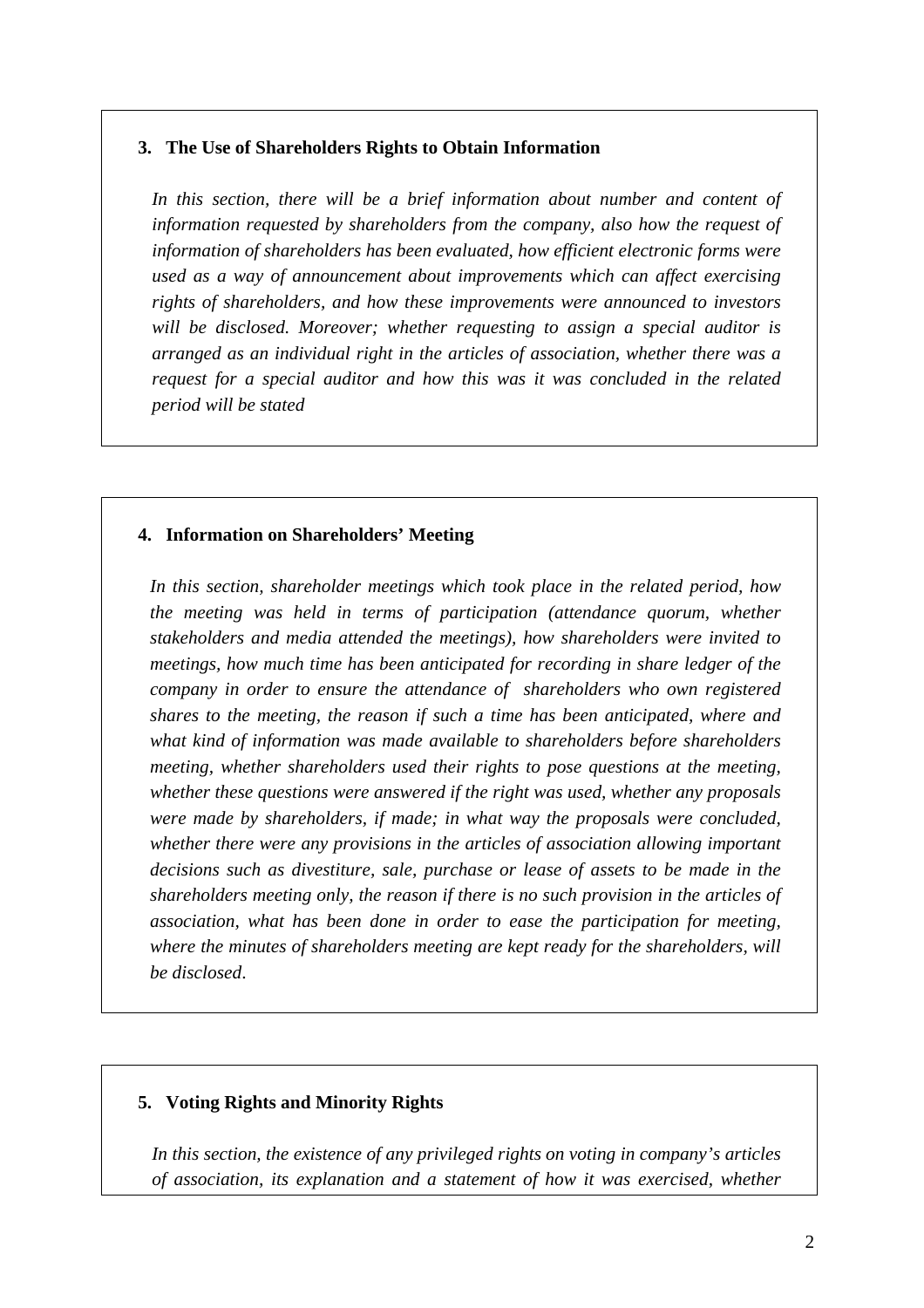### 3. The Use of Shareholders Rights to Obtain Information

*In this section, there will be a brief information about number and content of information requested by shareholders from the company, also how the request of information of shareholders has been evaluated, how efficient electronic forms were used as a way of announcement about improvements which can affect exercising rights of shareholders, and how these improvements were announced to investors will be disclosed. Moreover; whether requesting to assign a special auditor is arranged as an individual right in the articles of association, whether there was a request for a special auditor and how this was it was concluded in the related period will be stated*

### 4. Information on Shareholders' Meeting

*In this section, shareholder meetings which took place in the related period, how the meeting was held in terms of participation (attendance quorum, whether stakeholders and media attended the meetings), how shareholders were invited to meetings, how much time has been anticipated for recording in share ledger of the company in order to ensure the attendance of shareholders who own registered shares to the meeting, the reason if such a time has been anticipated, where and what kind of information was made available to shareholders before shareholders meeting, whether shareholders used their rights to pose questions at the meeting, whether these questions were answered if the right was used, whether any proposals were made by shareholders, if made; in what way the proposals were concluded, whether there were any provisions in the articles of association allowing important decisions such as divestiture, sale, purchase or lease of assets to be made in the shareholders meeting only, the reason if there is no such provision in the articles of association, what has been done in order to ease the participation for meeting, where the minutes of shareholders meeting are kept ready for the shareholders, will be disclosed*.

### 5. Voting Rights and Minority Rights

*In this section, the existence of any privileged rights on voting in company's articles of association, its explanation and a statement of how it was exercised, whether*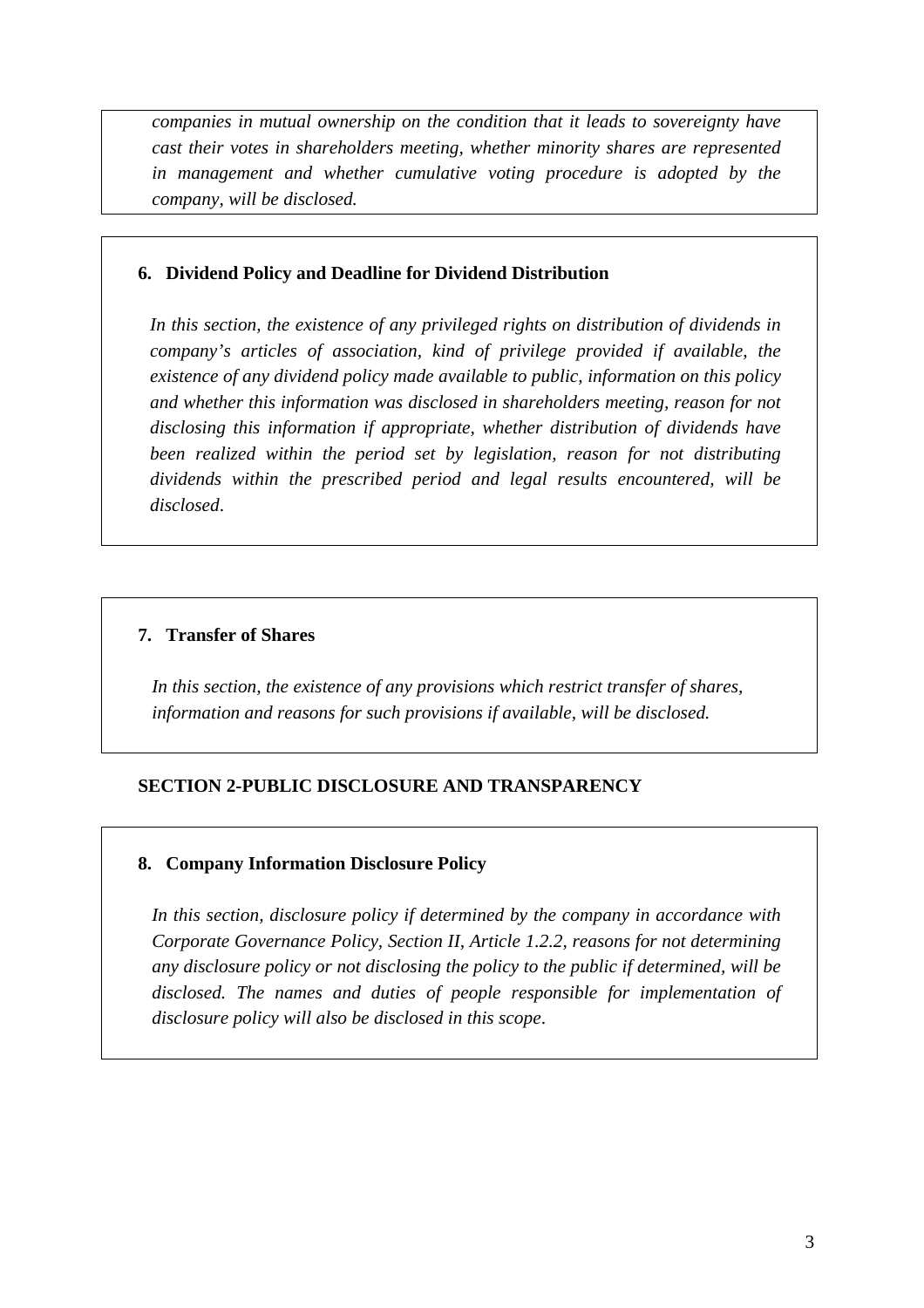*companies in mutual ownership on the condition that it leads to sovereignty have cast their votes in shareholders meeting, whether minority shares are represented in management and whether cumulative voting procedure is adopted by the company, will be disclosed.*

### 6. Dividend Policy and Deadline for Dividend Distribution

*In this section, the existence of any privileged rights on distribution of dividends in company's articles of association, kind of privilege provided if available, the existence of any dividend policy made available to public, information on this policy and whether this information was disclosed in shareholders meeting, reason for not disclosing this information if appropriate, whether distribution of dividends have been realized within the period set by legislation, reason for not distributing dividends within the prescribed period and legal results encountered, will be disclosed*.

### 7. Transfer of Shares

*In this section, the existence of any provisions which restrict transfer of shares, information and reasons for such provisions if available, will be disclosed.*

## SECTION 2-PUBLIC DISCLOSURE AND TRANSPARENCY

### 8. Company Information Disclosure Policy

*In this section, disclosure policy if determined by the company in accordance with Corporate Governance Policy, Section II, Article 1.2.2, reasons for not determining any disclosure policy or not disclosing the policy to the public if determined, will be disclosed. The names and duties of people responsible for implementation of disclosure policy will also be disclosed in this scope*.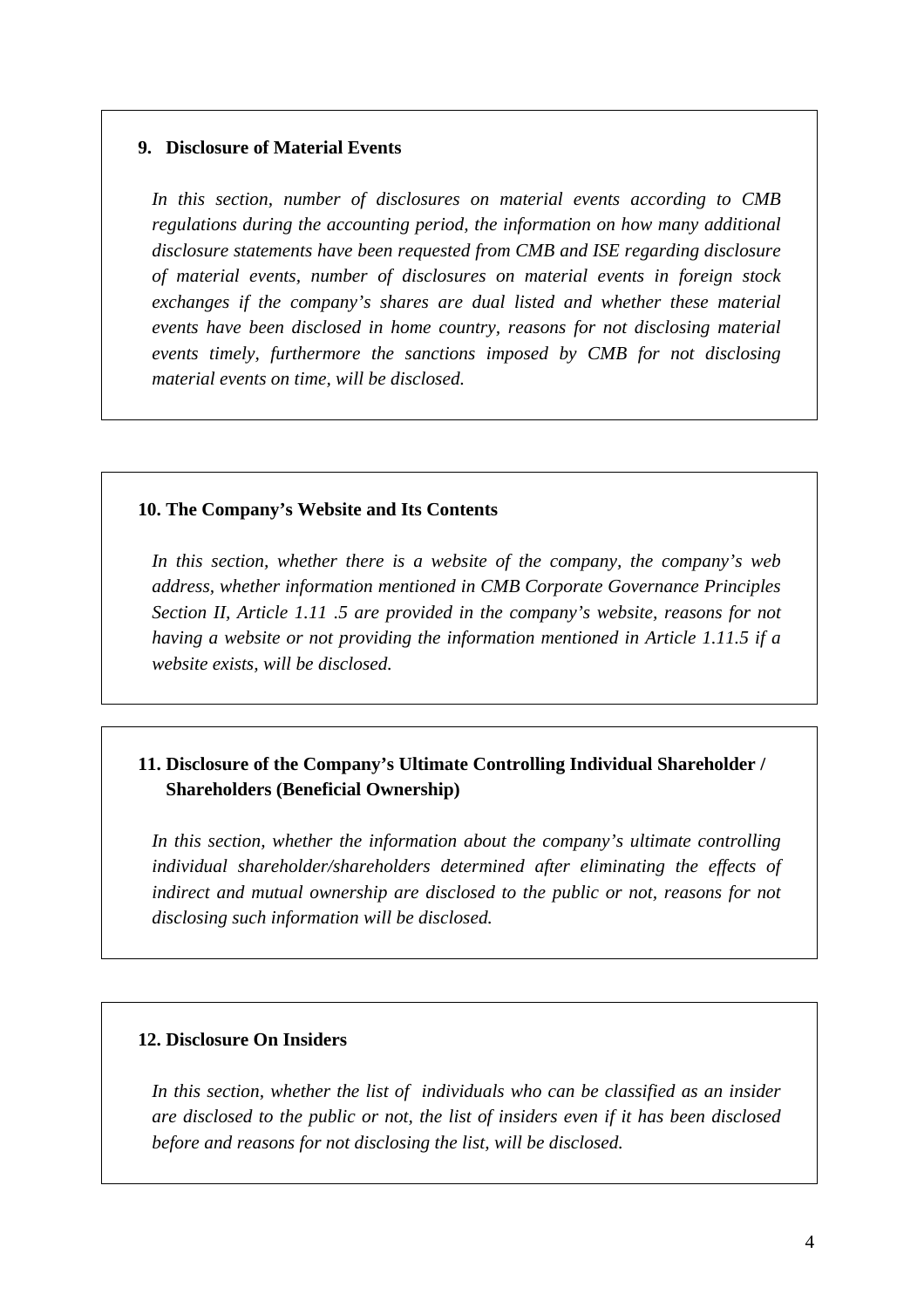## 9. Disclosure of Material Events

*In this section, number of disclosures on material events according to CMB regulations during the accounting period, the information on how many additional disclosure statements have been requested from CMB and ISE regarding disclosure of material events, number of disclosures on material events in foreign stock exchanges if the company's shares are dual listed and whether these material events have been disclosed in home country, reasons for not disclosing material events timely, furthermore the sanctions imposed by CMB for not disclosing material events on time, will be disclosed.*

## 10. The Company's Website and Its Contents

*In this section, whether there is a website of the company, the company's web address, whether information mentioned in CMB Corporate Governance Principles Section II, Article 1.11 .5 are provided in the company's website, reasons for not having a website or not providing the information mentioned in Article 1.11.5 if a website exists, will be disclosed.*

## 11. Disclosure of the Company's Ultimate Controlling Individual Shareholder / Shareholders (Beneficial Ownership)

*In this section, whether the information about the company's ultimate controlling individual shareholder/shareholders determined after eliminating the effects of indirect and mutual ownership are disclosed to the public or not, reasons for not disclosing such information will be disclosed.*

## 12. Disclosure On Insiders

*In this section, whether the list of individuals who can be classified as an insider are disclosed to the public or not, the list of insiders even if it has been disclosed before and reasons for not disclosing the list, will be disclosed.*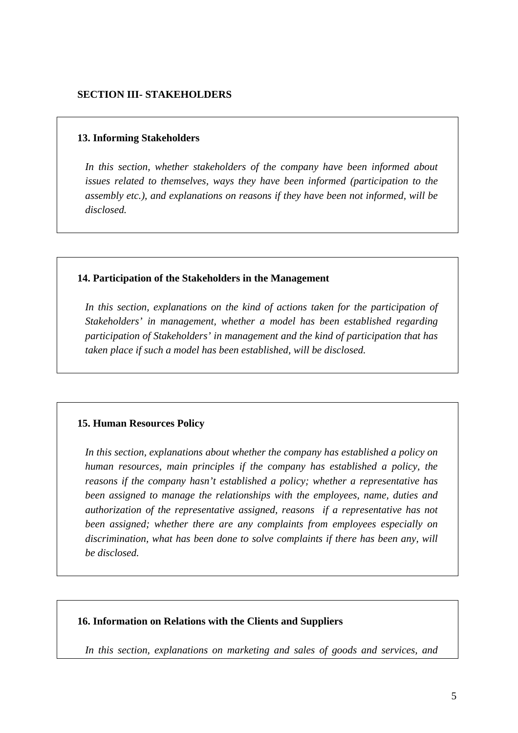**SECTION III- STAKEHOLDERS**

**13. Informing Stakeholders**

*In this section, whether stakeholders of the company have been informed about issues related to themselves, ways they have been informed (participation to the assembly etc.), and explanations on reasons if they have been not informed, will be disclosed.*

**14. Participation of the Stakeholders in the Management**

*In this section, explanations on the kind of actions taken for the participation of Stakeholders' in management, whether a model has been established regarding participation of Stakeholders' in management and the kind of participation that has taken place if such a model has been established, will be disclosed.*

**15. Human Resources Policy**

*In this section, explanations about whether the company has established a policy on human resources, main principles if the company has established a policy, the reasons if the company hasn't established a policy; whether a representative has been assigned to manage the relationships with the employees, name, duties and authorization of the representative assigned, reasons if a representative has not been assigned; whether there are any complaints from employees especially on discrimination, what has been done to solve complaints if there has been any, will be disclosed.*

**16. Information on Relations with the Clients and Suppliers**

*In this section, explanations on marketing and sales of goods and services, and*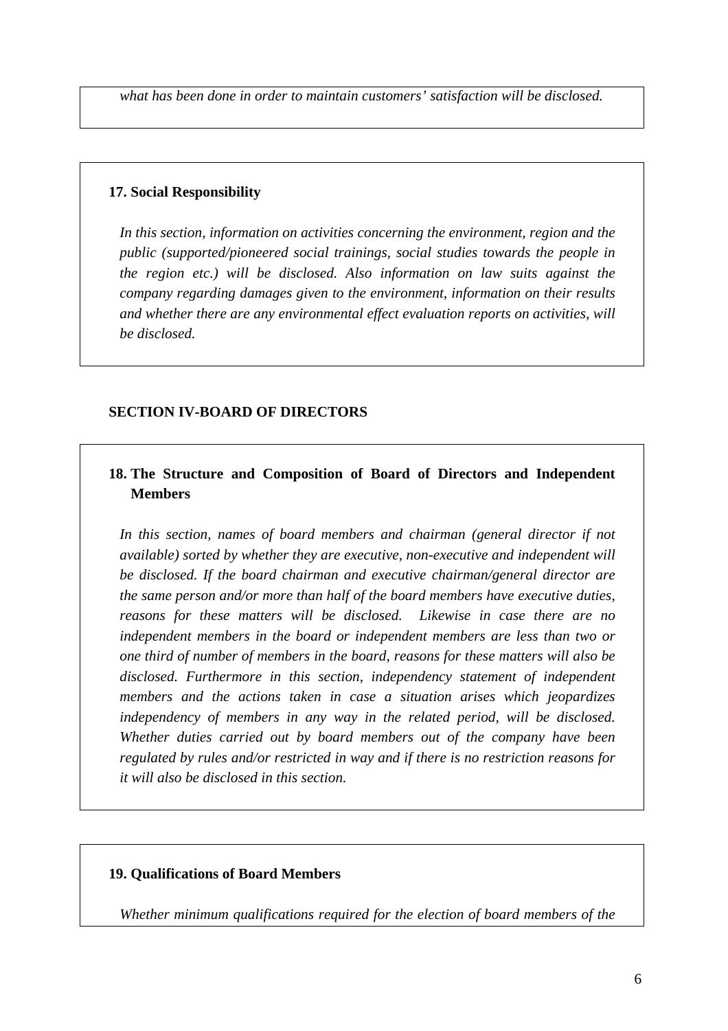*what has been done in order to maintain customers' satisfaction will be disclosed.*

**17. Social Responsibility**

*In this section, information on activities concerning the environment, region and the public (supported/pioneered social trainings, social studies towards the people in the region etc.) will be disclosed. Also information on law suits against the company regarding damages given to the environment, information on their results and whether there are any environmental effect evaluation reports on activities, will be disclosed.*

## SECTION IV-BOARD OF DIRECTORS

**18. The Structure and Composition of Board of Directors and Independent Members**

*In this section, names of board members and chairman (general director if not available) sorted by whether they are executive, non-executive and independent will be disclosed. If the board chairman and executive chairman/general director are the same person and/or more than half of the board members have executive duties, reasons for these matters will be disclosed. Likewise in case there are no independent members in the board or independent members are less than two or one third of number of members in the board, reasons for these matters will also be disclosed. Furthermore in this section, independency statement of independent members and the actions taken in case a situation arises which jeopardizes independency of members in any way in the related period, will be disclosed. Whether duties carried out by board members out of the company have been regulated by rules and/or restricted in way and if there is no restriction reasons for it will also be disclosed in this section.*

**19. Qualifications of Board Members**

*Whether minimum qualifications required for the election of board members of the*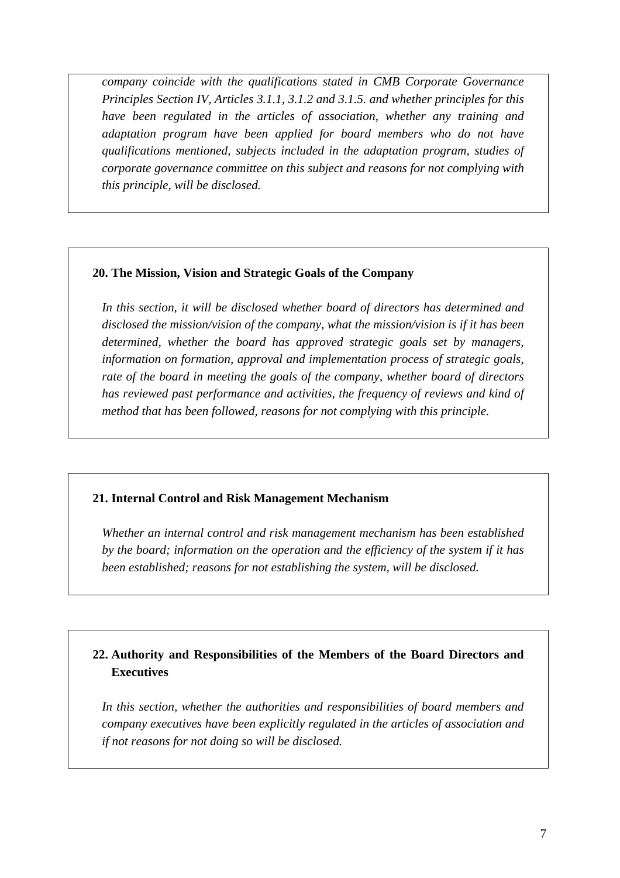*company coincide with the qualifications stated in CMB Corporate Governance Principles Section IV, Articles 3.1.1, 3.1.2 and 3.1.5. and whether principles for this have been regulated in the articles of association, whether any training and adaptation program have been applied for board members who do not have qualifications mentioned, subjects included in the adaptation program, studies of corporate governance committee on this subject and reasons for not complying with this principle, will be disclosed.*

**20. The Mission, Vision and Strategic Goals of the Company**

*In this section, it will be disclosed whether board of directors has determined and disclosed the mission/vision of the company, what the mission/vision is if it has been determined, whether the board has approved strategic goals set by managers, information on formation, approval and implementation process of strategic goals, rate of the board in meeting the goals of the company, whether board of directors has reviewed past performance and activities, the frequency of reviews and kind of method that has been followed, reasons for not complying with this principle.*

**21. Internal Control and Risk Management Mechanism**

*Whether an internal control and risk management mechanism has been established by the board; information on the operation and the efficiency of the system if it has been established; reasons for not establishing the system, will be disclosed.*

**22. Authority and Responsibilities of the Members of the Board Directors and Executives**

*In this section, whether the authorities and responsibilities of board members and company executives have been explicitly regulated in the articles of association and if not reasons for not doing so will be disclosed.*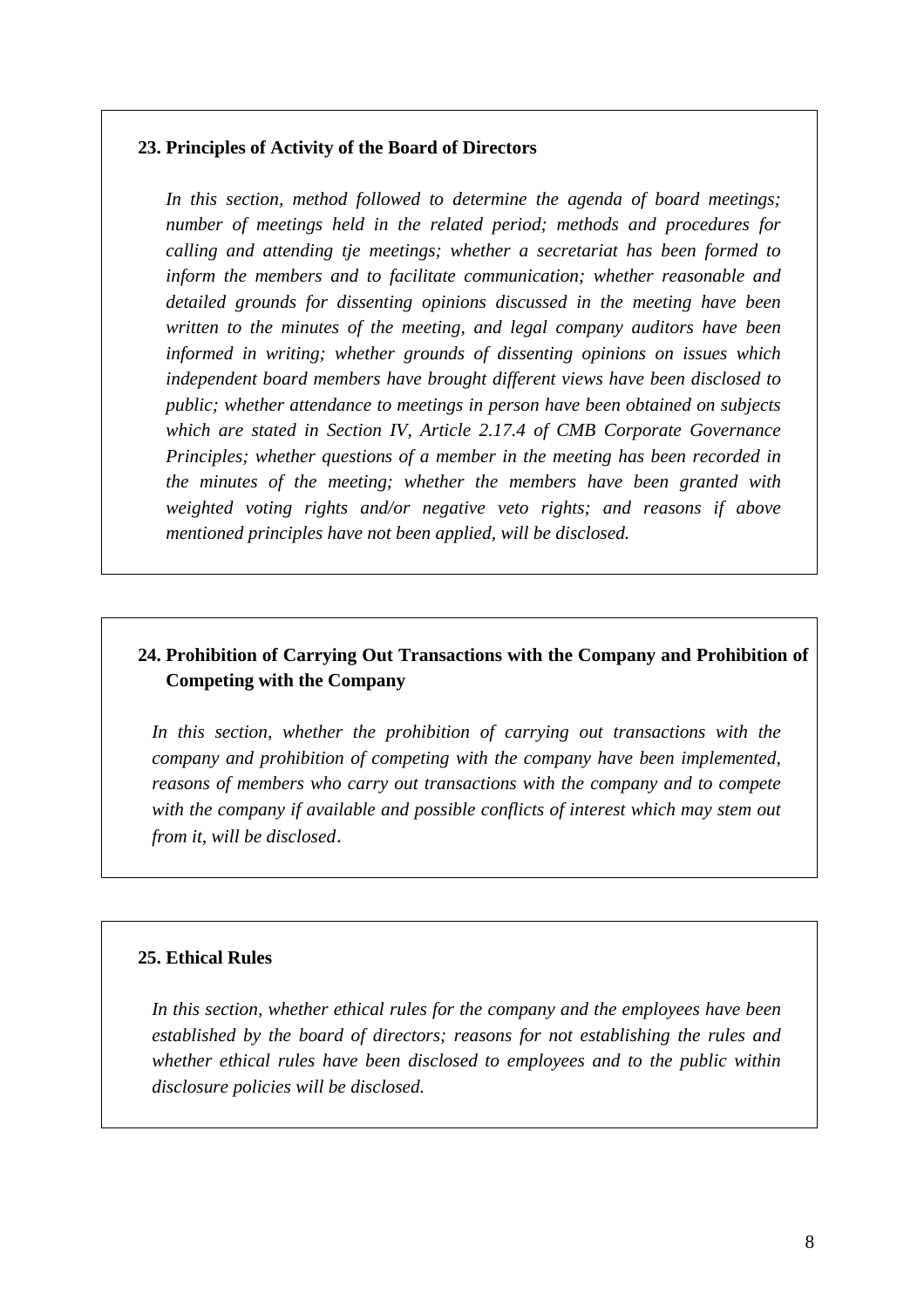**23. Principles of Activity of the Board of Directors**

*In this section, method followed to determine the agenda of board meetings; number of meetings held in the related period; methods and procedures for calling and attending tje meetings; whether a secretariat has been formed to inform the members and to facilitate communication; whether reasonable and detailed grounds for dissenting opinions discussed in the meeting have been written to the minutes of the meeting, and legal company auditors have been informed in writing; whether grounds of dissenting opinions on issues which independent board members have brought different views have been disclosed to public; whether attendance to meetings in person have been obtained on subjects which are stated in Section IV, Article 2.17.4 of CMB Corporate Governance Principles; whether questions of a member in the meeting has been recorded in the minutes of the meeting; whether the members have been granted with weighted voting rights and/or negative veto rights; and reasons if above mentioned principles have not been applied, will be disclosed.*

**24. Prohibition of Carrying Out Transactions with the Company and Prohibition of Competing with the Company**

*In this section, whether the prohibition of carrying out transactions with the company and prohibition of competing with the company have been implemented, reasons of members who carry out transactions with the company and to compete with the company if available and possible conflicts of interest which may stem out from it, will be disclosed.*

**25. Ethical Rules**

*In this section, whether ethical rules for the company and the employees have been established by the board of directors; reasons for not establishing the rules and whether ethical rules have been disclosed to employees and to the public within disclosure policies will be disclosed.*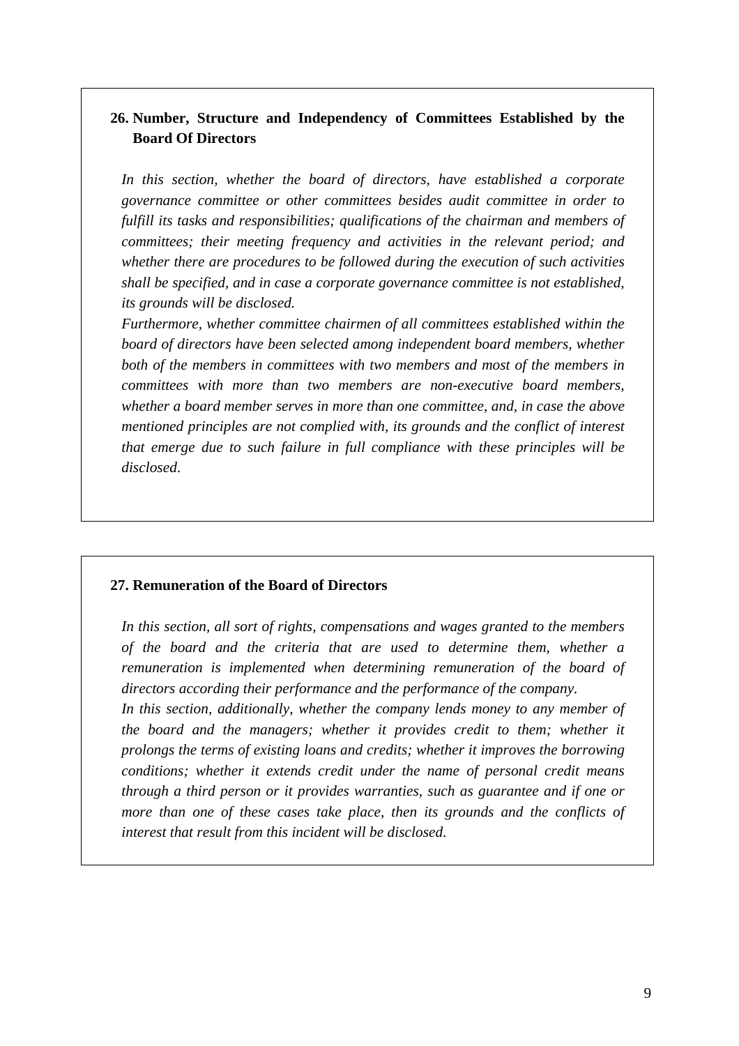## 26. Number, Structure and Independency of Committees Established by the Board Of Directors

*In this section, whether the board of directors, have established a corporate governance committee or other committees besides audit committee in order to fulfill its tasks and responsibilities; qualifications of the chairman and members of committees; their meeting frequency and activities in the relevant period; and whether there are procedures to be followed during the execution of such activities shall be specified, and in case a corporate governance committee is not established, its grounds will be disclosed.*

*Furthermore, whether committee chairmen of all committees established within the board of directors have been selected among independent board members, whether both of the members in committees with two members and most of the members in committees with more than two members are non-executive board members, whether a board member serves in more than one committee, and, in case the above mentioned principles are not complied with, its grounds and the conflict of interest that emerge due to such failure in full compliance with these principles will be disclosed.*

## 27. Remuneration of the Board of Directors

*In this section, all sort of rights, compensations and wages granted to the members of the board and the criteria that are used to determine them, whether a remuneration is implemented when determining remuneration of the board of directors according their performance and the performance of the company.*

*In this section, additionally, whether the company lends money to any member of the board and the managers; whether it provides credit to them; whether it prolongs the terms of existing loans and credits; whether it improves the borrowing conditions; whether it extends credit under the name of personal credit means through a third person or it provides warranties, such as guarantee and if one or more than one of these cases take place, then its grounds and the conflicts of interest that result from this incident will be disclosed.*